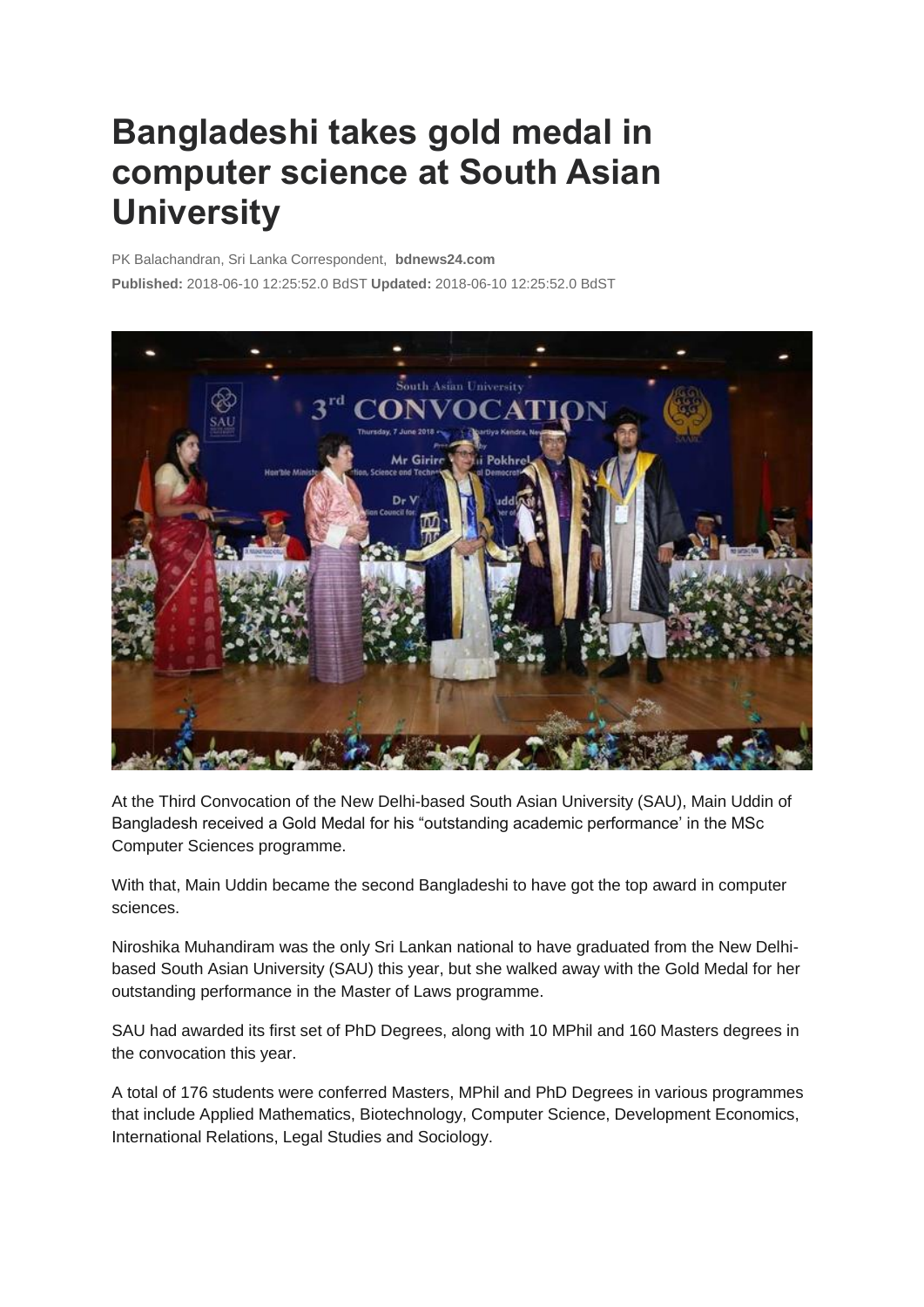# Bangladeshi takes gold medal in computer science at South Asian University

PK Balachandran, Sri Lanka Correspondent, **bdnews24.com**

**Published:** 2018-06-10 12:25:52.0 BdST **Updated:** 2018-06-10 12:25:52.0 BdST

At the Third Convocation of the New Delhi-based South Asian University (SAU), Main Uddin of Bangladesh received a Gold Medal for his "outstanding academic performance' in the MSc Computer Sciences programme.

With that, Main Uddin became the second Bangladeshi to have got the top award in computer sciences.

Niroshika Muhandiram was the only Sri Lankan national to have graduated from the New Delhi-based South Asian University (SAU) this year, but she walked away with the Gold Medal for her outstanding performance in the Master of Laws programme.

SAU had awarded its first set of PhD Degrees, along with 10 MPhil and 160 Masters degrees in the convocation this year.

A total of 176 students were conferred Masters, MPhil and PhD Degrees in various programmes that include Applied Mathematics, Biotechnology, Computer Science, Development Economics, International Relations, Legal Studies and Sociology.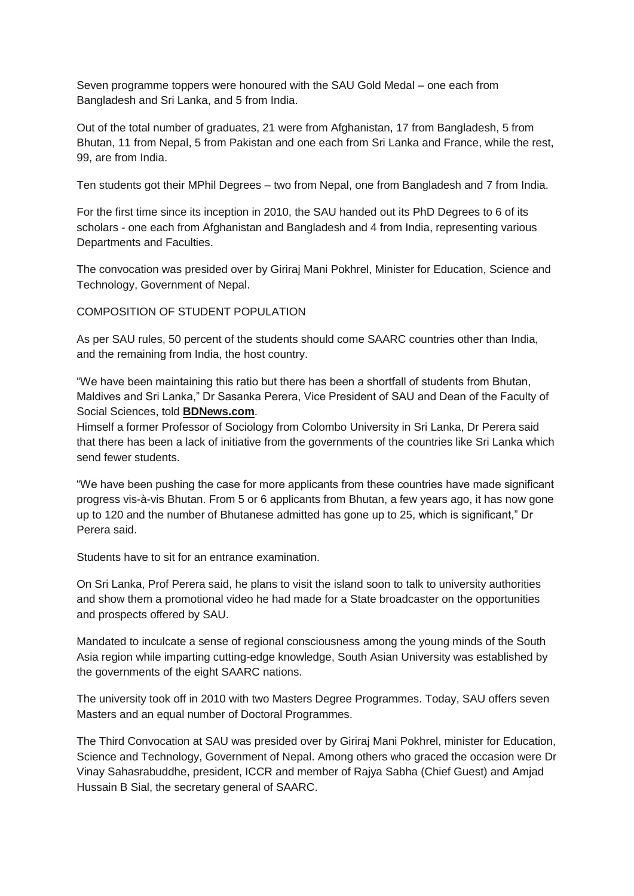Seven programme toppers were honoured with the SAU Gold Medal – one each from Bangladesh and Sri Lanka, and 5 from India.

Out of the total number of graduates, 21 were from Afghanistan, 17 from Bangladesh, 5 from Bhutan, 11 from Nepal, 5 from Pakistan and one each from Sri Lanka and France, while the rest, 99, are from India.

Ten students got their MPhil Degrees – two from Nepal, one from Bangladesh and 7 from India.

For the first time since its inception in 2010, the SAU handed out its PhD Degrees to 6 of its scholars - one each from Afghanistan and Bangladesh and 4 from India, representing various Departments and Faculties.

The convocation was presided over by Giriraj Mani Pokhrel, Minister for Education, Science and Technology, Government of Nepal.

COMPOSITION OF STUDENT POPULATION

As per SAU rules, 50 percent of the students should come SAARC countries other than India, and the remaining from India, the host country.

"We have been maintaining this ratio but there has been a shortfall of students from Bhutan, Maldives and Sri Lanka," Dr Sasanka Perera, Vice President of SAU and Dean of the Faculty of Social Sciences, told **BDNews.com**.
Himself a former Professor of Sociology from Colombo University in Sri Lanka, Dr Perera said that there has been a lack of initiative from the governments of the countries like Sri Lanka which send fewer students.

"We have been pushing the case for more applicants from these countries have made significant progress vis-à-vis Bhutan. From 5 or 6 applicants from Bhutan, a few years ago, it has now gone up to 120 and the number of Bhutanese admitted has gone up to 25, which is significant," Dr Perera said.

Students have to sit for an entrance examination.

On Sri Lanka, Prof Perera said, he plans to visit the island soon to talk to university authorities and show them a promotional video he had made for a State broadcaster on the opportunities and prospects offered by SAU.

Mandated to inculcate a sense of regional consciousness among the young minds of the South Asia region while imparting cutting-edge knowledge, South Asian University was established by the governments of the eight SAARC nations.

The university took off in 2010 with two Masters Degree Programmes. Today, SAU offers seven Masters and an equal number of Doctoral Programmes.

The Third Convocation at SAU was presided over by Giriraj Mani Pokhrel, minister for Education, Science and Technology, Government of Nepal. Among others who graced the occasion were Dr Vinay Sahasrabuddhe, president, ICCR and member of Rajya Sabha (Chief Guest) and Amjad Hussain B Sial, the secretary general of SAARC.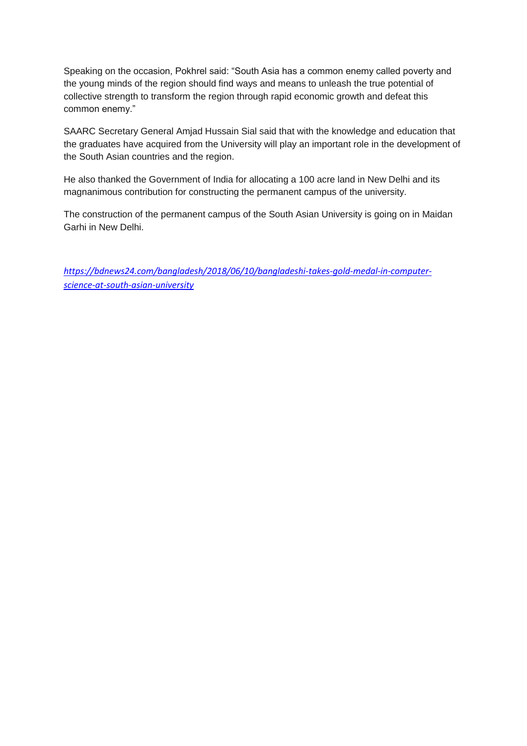Speaking on the occasion, Pokhrel said: “South Asia has a common enemy called poverty and the young minds of the region should find ways and means to unleash the true potential of collective strength to transform the region through rapid economic growth and defeat this common enemy.”

SAARC Secretary General Amjad Hussain Sial said that with the knowledge and education that the graduates have acquired from the University will play an important role in the development of the South Asian countries and the region.

He also thanked the Government of India for allocating a 100 acre land in New Delhi and its magnanimous contribution for constructing the permanent campus of the university.

The construction of the permanent campus of the South Asian University is going on in Maidan Garhi in New Delhi.

*https://bdnews24.com/bangladesh/2018/06/10/bangladeshi-takes-gold-medal-in-computer-science-at-south-asian-university*